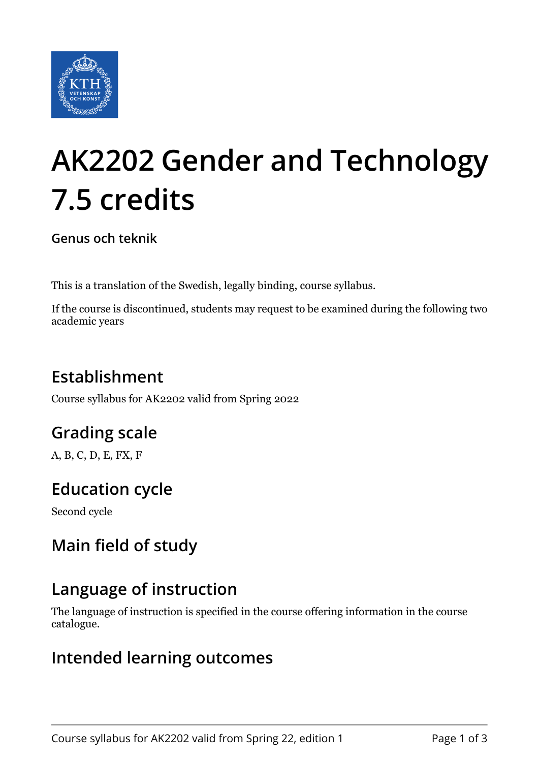# AK2202 Gender and Technology 7.5 credits

**Genus och teknik**

This is a translation of the Swedish, legally binding, course syllabus.

If the course is discontinued, students may request to be examined during the following two academic years

## Establishment

Course syllabus for AK2202 valid from Spring 2022

## Grading scale

A, B, C, D, E, FX, F

## Education cycle

Second cycle

## Main field of study

## Language of instruction

The language of instruction is specified in the course offering information in the course catalogue.

## Intended learning outcomes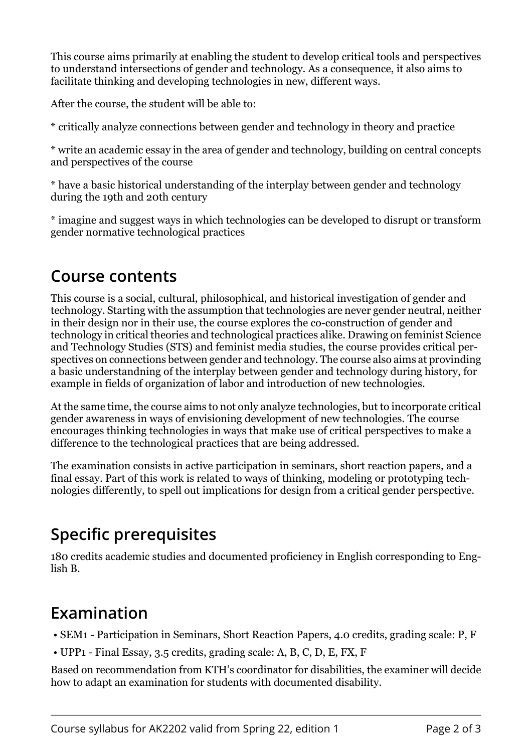This course aims primarily at enabling the student to develop critical tools and perspectives to understand intersections of gender and technology. As a consequence, it also aims to facilitate thinking and developing technologies in new, different ways.

After the course, the student will be able to:

* critically analyze connections between gender and technology in theory and practice

* write an academic essay in the area of gender and technology, building on central concepts and perspectives of the course

* have a basic historical understanding of the interplay between gender and technology during the 19th and 20th century

* imagine and suggest ways in which technologies can be developed to disrupt or transform gender normative technological practices

## Course contents

This course is a social, cultural, philosophical, and historical investigation of gender and technology. Starting with the assumption that technologies are never gender neutral, neither in their design nor in their use, the course explores the co-construction of gender and technology in critical theories and technological practices alike. Drawing on feminist Science and Technology Studies (STS) and feminist media studies, the course provides critical perspectives on connections between gender and technology. The course also aims at provinding a basic understandning of the interplay between gender and technology during history, for example in fields of organization of labor and introduction of new technologies.

At the same time, the course aims to not only analyze technologies, but to incorporate critical gender awareness in ways of envisioning development of new technologies. The course encourages thinking technologies in ways that make use of critical perspectives to make a difference to the technological practices that are being addressed.

The examination consists in active participation in seminars, short reaction papers, and a final essay. Part of this work is related to ways of thinking, modeling or prototyping technologies differently, to spell out implications for design from a critical gender perspective.

## Specific prerequisites

180 credits academic studies and documented proficiency in English corresponding to English B.

## Examination

- SEM1 - Participation in Seminars, Short Reaction Papers, 4.0 credits, grading scale: P, F
- UPP1 - Final Essay, 3.5 credits, grading scale: A, B, C, D, E, FX, F

Based on recommendation from KTH's coordinator for disabilities, the examiner will decide how to adapt an examination for students with documented disability.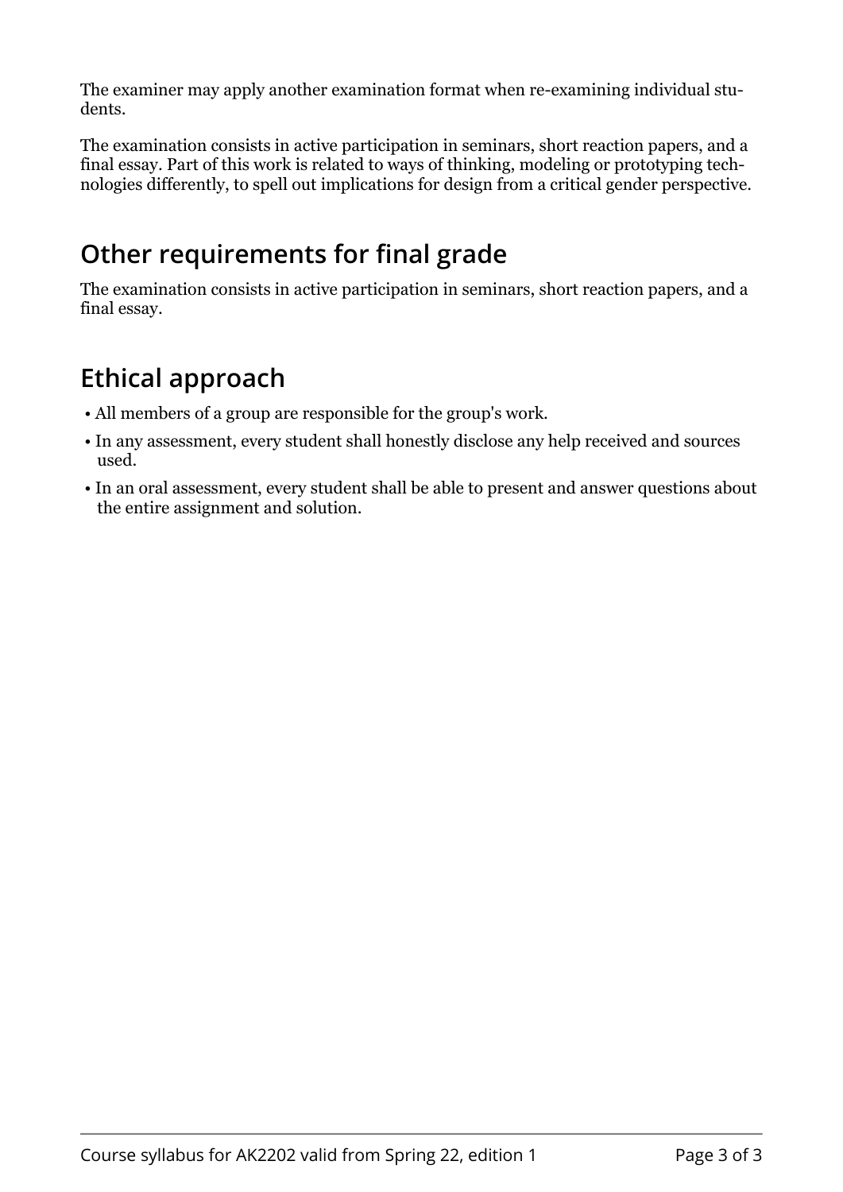The examiner may apply another examination format when re-examining individual students.

The examination consists in active participation in seminars, short reaction papers, and a final essay. Part of this work is related to ways of thinking, modeling or prototyping technologies differently, to spell out implications for design from a critical gender perspective.

## Other requirements for final grade

The examination consists in active participation in seminars, short reaction papers, and a final essay.

## Ethical approach

- All members of a group are responsible for the group's work.
- In any assessment, every student shall honestly disclose any help received and sources used.
- In an oral assessment, every student shall be able to present and answer questions about the entire assignment and solution.